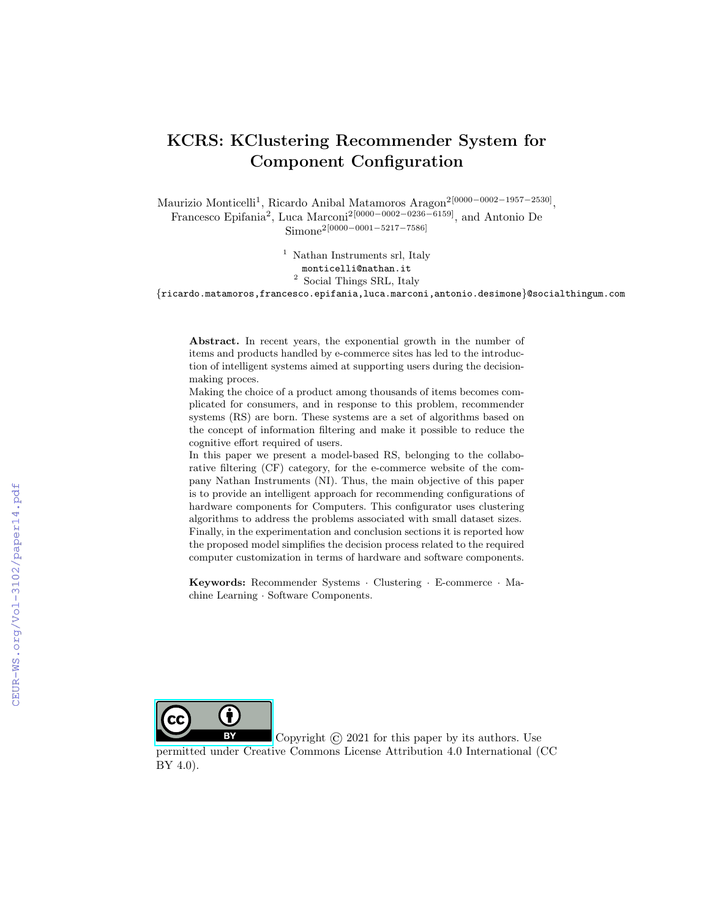# KCRS: KClustering Recommender System for Component Configuration

Maurizio Monticelli[1], Ricardo Anibal Matamoros Aragon[2[0000−0002−1957−2530]], Francesco Epifania[2], Luca Marconi[2[0000−0002−0236−6159]], and Antonio De Simone[2[0000−0001−5217−7586]]

[1] Nathan Instruments srl, Italy
monticelli@nathan.it
[2] Social Things SRL, Italy
{ricardo.matamoros,francesco.epifania,luca.marconi,antonio.desimone}@socialthingum.com

**Abstract.** In recent years, the exponential growth in the number of items and products handled by e-commerce sites has led to the introduction of intelligent systems aimed at supporting users during the decision-making proces.
Making the choice of a product among thousands of items becomes complicated for consumers, and in response to this problem, recommender systems (RS) are born. These systems are a set of algorithms based on the concept of information filtering and make it possible to reduce the cognitive effort required of users.
In this paper we present a model-based RS, belonging to the collaborative filtering (CF) category, for the e-commerce website of the company Nathan Instruments (NI). Thus, the main objective of this paper is to provide an intelligent approach for recommending configurations of hardware components for Computers. This configurator uses clustering algorithms to address the problems associated with small dataset sizes.
Finally, in the experimentation and conclusion sections it is reported how the proposed model simplifies the decision process related to the required computer customization in terms of hardware and software components.

**Keywords:** Recommender Systems · Clustering · E-commerce · Machine Learning · Software Components.

Copyright © 2021 for this paper by its authors. Use permitted under Creative Commons License Attribution 4.0 International (CC BY 4.0).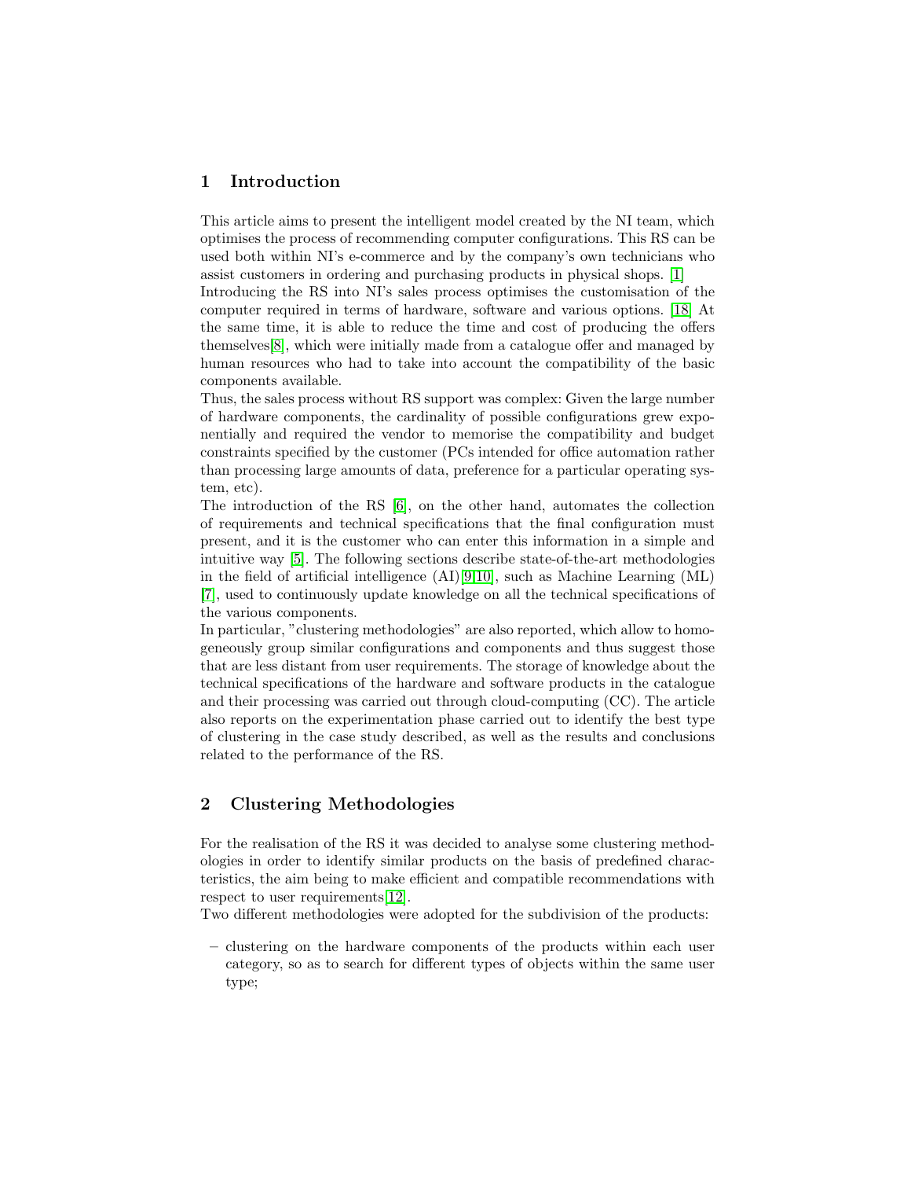## 1 Introduction

This article aims to present the intelligent model created by the NI team, which optimises the process of recommending computer configurations. This RS can be used both within NI's e-commerce and by the company's own technicians who assist customers in ordering and purchasing products in physical shops. [1]
Introducing the RS into NI's sales process optimises the customisation of the computer required in terms of hardware, software and various options. [18] At the same time, it is able to reduce the time and cost of producing the offers themselves[8], which were initially made from a catalogue offer and managed by human resources who had to take into account the compatibility of the basic components available.
Thus, the sales process without RS support was complex: Given the large number of hardware components, the cardinality of possible configurations grew exponentially and required the vendor to memorise the compatibility and budget constraints specified by the customer (PCs intended for office automation rather than processing large amounts of data, preference for a particular operating system, etc).
The introduction of the RS [6], on the other hand, automates the collection of requirements and technical specifications that the final configuration must present, and it is the customer who can enter this information in a simple and intuitive way [5]. The following sections describe state-of-the-art methodologies in the field of artificial intelligence (AI)[9][10], such as Machine Learning (ML) [7], used to continuously update knowledge on all the technical specifications of the various components.
In particular, "clustering methodologies" are also reported, which allow to homogeneously group similar configurations and components and thus suggest those that are less distant from user requirements. The storage of knowledge about the technical specifications of the hardware and software products in the catalogue and their processing was carried out through cloud-computing (CC). The article also reports on the experimentation phase carried out to identify the best type of clustering in the case study described, as well as the results and conclusions related to the performance of the RS.

## 2 Clustering Methodologies

For the realisation of the RS it was decided to analyse some clustering methodologies in order to identify similar products on the basis of predefined characteristics, the aim being to make efficient and compatible recommendations with respect to user requirements[12].
Two different methodologies were adopted for the subdivision of the products:

- clustering on the hardware components of the products within each user category, so as to search for different types of objects within the same user type;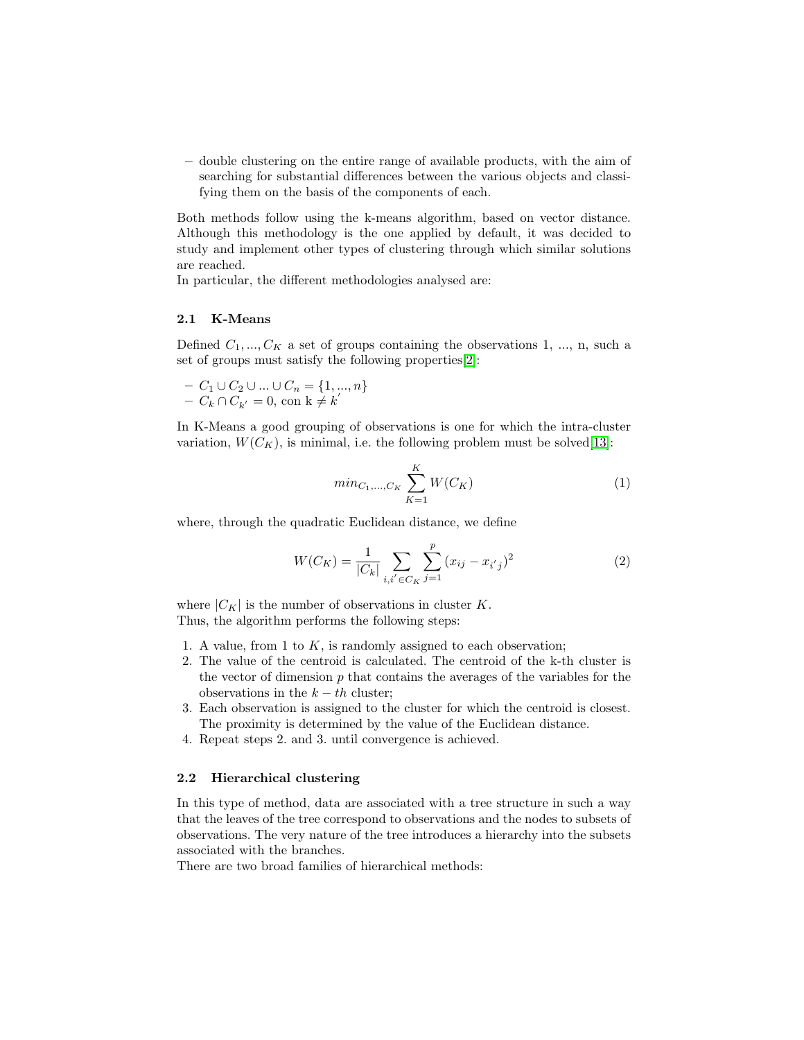– double clustering on the entire range of available products, with the aim of searching for substantial differences between the various objects and classifying them on the basis of the components of each.

Both methods follow using the k-means algorithm, based on vector distance. Although this methodology is the one applied by default, it was decided to study and implement other types of clustering through which similar solutions are reached.
In particular, the different methodologies analysed are:

### 2.1 K-Means

Defined $C_1, ..., C_K$ a set of groups containing the observations 1, ..., n, such a set of groups must satisfy the following properties[2]:

– $C_1 \cup C_2 \cup ... \cup C_n = \{1, ..., n\}$
– $C_k \cap C_{k'} = 0$, con k $\neq k^{'}$

In K-Means a good grouping of observations is one for which the intra-cluster variation, $W(C_K)$, is minimal, i.e. the following problem must be solved[13]:

$$min_{C_1,...,C_K} \sum_{K=1}^{K} W(C_K) \tag{1}$$

where, through the quadratic Euclidean distance, we define

$$W(C_K) = \frac{1}{|C_k|} \sum_{i,i^{'} \in C_K} \sum_{j=1}^{p} (x_{ij} - x_{i^{'}j})^2 \tag{2}$$

where $|C_K|$ is the number of observations in cluster $K$.
Thus, the algorithm performs the following steps:

1. A value, from 1 to $K$, is randomly assigned to each observation;
2. The value of the centroid is calculated. The centroid of the k-th cluster is the vector of dimension $p$ that contains the averages of the variables for the observations in the $k-th$ cluster;
3. Each observation is assigned to the cluster for which the centroid is closest. The proximity is determined by the value of the Euclidean distance.
4. Repeat steps 2. and 3. until convergence is achieved.

### 2.2 Hierarchical clustering

In this type of method, data are associated with a tree structure in such a way that the leaves of the tree correspond to observations and the nodes to subsets of observations. The very nature of the tree introduces a hierarchy into the subsets associated with the branches.
There are two broad families of hierarchical methods: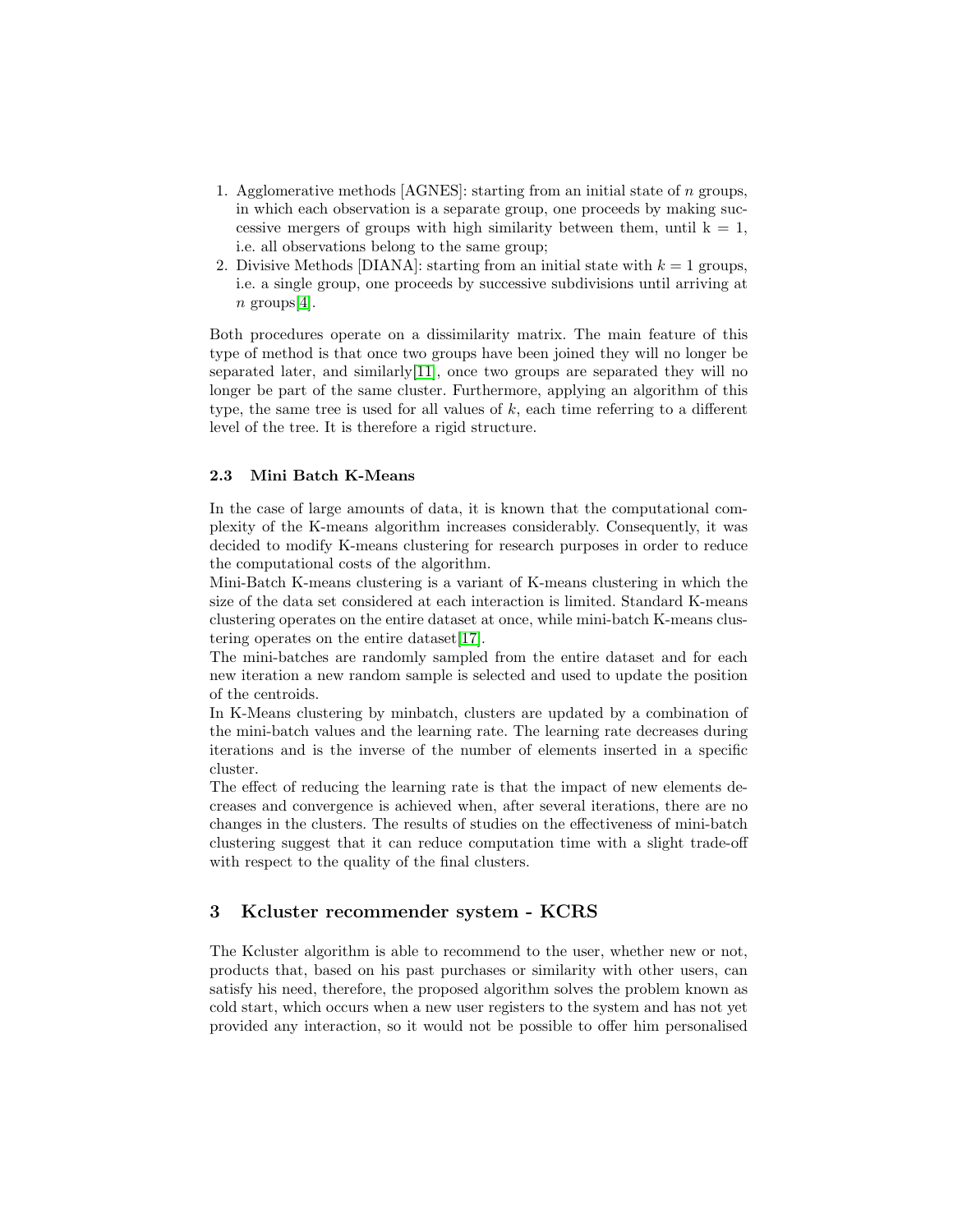1. Agglomerative methods [AGNES]: starting from an initial state of $n$ groups, in which each observation is a separate group, one proceeds by making successive mergers of groups with high similarity between them, until k = 1, i.e. all observations belong to the same group;
2. Divisive Methods [DIANA]: starting from an initial state with $k = 1$ groups, i.e. a single group, one proceeds by successive subdivisions until arriving at $n$ groups[4].

Both procedures operate on a dissimilarity matrix. The main feature of this type of method is that once two groups have been joined they will no longer be separated later, and similarly[11], once two groups are separated they will no longer be part of the same cluster. Furthermore, applying an algorithm of this type, the same tree is used for all values of $k$, each time referring to a different level of the tree. It is therefore a rigid structure.

### 2.3 Mini Batch K-Means

In the case of large amounts of data, it is known that the computational complexity of the K-means algorithm increases considerably. Consequently, it was decided to modify K-means clustering for research purposes in order to reduce the computational costs of the algorithm.

Mini-Batch K-means clustering is a variant of K-means clustering in which the size of the data set considered at each interaction is limited. Standard K-means clustering operates on the entire dataset at once, while mini-batch K-means clustering operates on the entire dataset[17].

The mini-batches are randomly sampled from the entire dataset and for each new iteration a new random sample is selected and used to update the position of the centroids.

In K-Means clustering by minbatch, clusters are updated by a combination of the mini-batch values and the learning rate. The learning rate decreases during iterations and is the inverse of the number of elements inserted in a specific cluster.

The effect of reducing the learning rate is that the impact of new elements decreases and convergence is achieved when, after several iterations, there are no changes in the clusters. The results of studies on the effectiveness of mini-batch clustering suggest that it can reduce computation time with a slight trade-off with respect to the quality of the final clusters.

## 3 Kcluster recommender system - KCRS

The Kcluster algorithm is able to recommend to the user, whether new or not, products that, based on his past purchases or similarity with other users, can satisfy his need, therefore, the proposed algorithm solves the problem known as cold start, which occurs when a new user registers to the system and has not yet provided any interaction, so it would not be possible to offer him personalised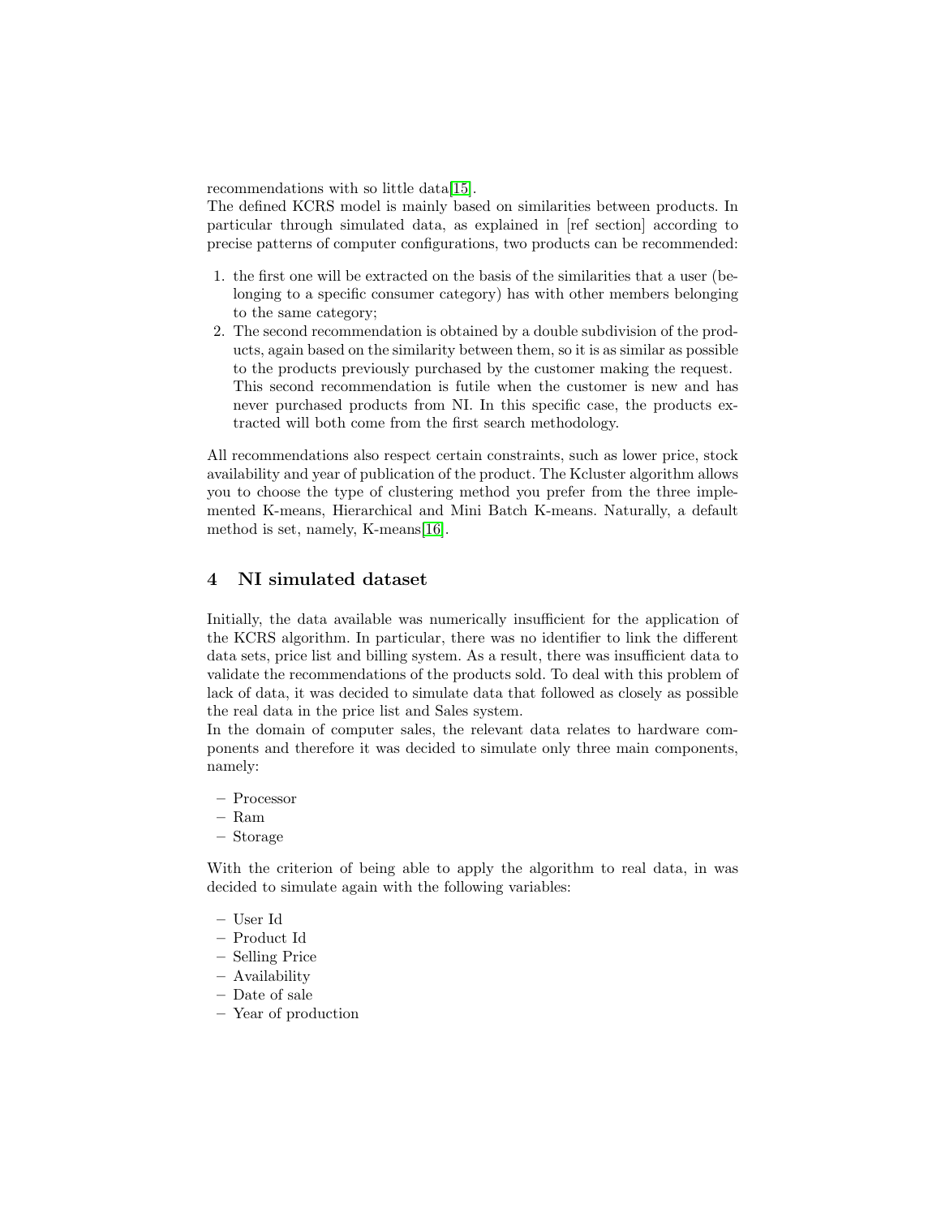recommendations with so little data[15].
The defined KCRS model is mainly based on similarities between products. In particular through simulated data, as explained in [ref section] according to precise patterns of computer configurations, two products can be recommended:

1. the first one will be extracted on the basis of the similarities that a user (belonging to a specific consumer category) has with other members belonging to the same category;
2. The second recommendation is obtained by a double subdivision of the products, again based on the similarity between them, so it is as similar as possible to the products previously purchased by the customer making the request. This second recommendation is futile when the customer is new and has never purchased products from NI. In this specific case, the products extracted will both come from the first search methodology.

All recommendations also respect certain constraints, such as lower price, stock availability and year of publication of the product. The Kcluster algorithm allows you to choose the type of clustering method you prefer from the three implemented K-means, Hierarchical and Mini Batch K-means. Naturally, a default method is set, namely, K-means[16].

# 4 NI simulated dataset

Initially, the data available was numerically insufficient for the application of the KCRS algorithm. In particular, there was no identifier to link the different data sets, price list and billing system. As a result, there was insufficient data to validate the recommendations of the products sold. To deal with this problem of lack of data, it was decided to simulate data that followed as closely as possible the real data in the price list and Sales system.
In the domain of computer sales, the relevant data relates to hardware components and therefore it was decided to simulate only three main components, namely:

- Processor
- Ram
- Storage

With the criterion of being able to apply the algorithm to real data, in was decided to simulate again with the following variables:

- User Id
- Product Id
- Selling Price
- Availability
- Date of sale
- Year of production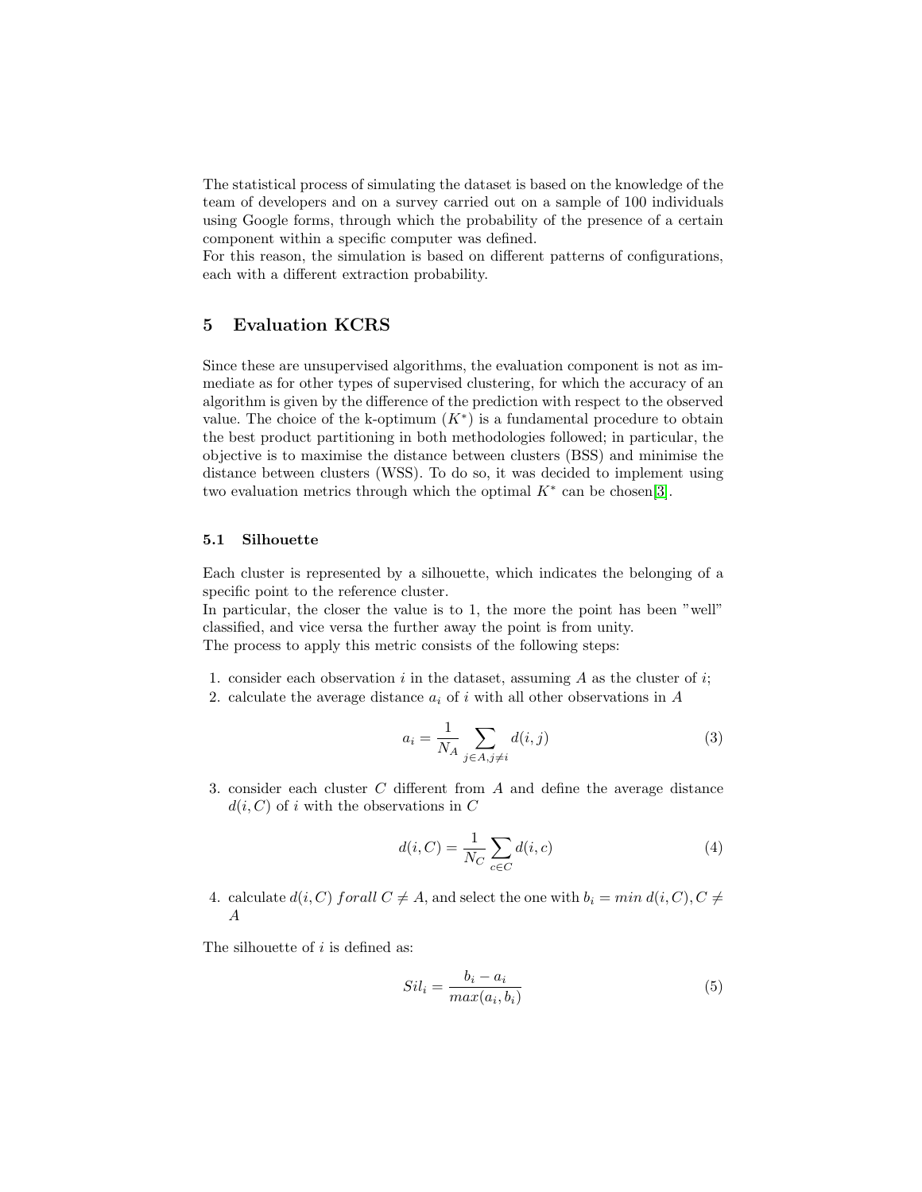The statistical process of simulating the dataset is based on the knowledge of the team of developers and on a survey carried out on a sample of 100 individuals using Google forms, through which the probability of the presence of a certain component within a specific computer was defined.
For this reason, the simulation is based on different patterns of configurations, each with a different extraction probability.

## 5 Evaluation KCRS

Since these are unsupervised algorithms, the evaluation component is not as immediate as for other types of supervised clustering, for which the accuracy of an algorithm is given by the difference of the prediction with respect to the observed value. The choice of the k-optimum ($K^*$) is a fundamental procedure to obtain the best product partitioning in both methodologies followed; in particular, the objective is to maximise the distance between clusters (BSS) and minimise the distance between clusters (WSS). To do so, it was decided to implement using two evaluation metrics through which the optimal $K^*$ can be chosen[3].

### 5.1 Silhouette

Each cluster is represented by a silhouette, which indicates the belonging of a specific point to the reference cluster.
In particular, the closer the value is to 1, the more the point has been "well" classified, and vice versa the further away the point is from unity.
The process to apply this metric consists of the following steps:

1. consider each observation $i$ in the dataset, assuming $A$ as the cluster of $i$;
2. calculate the average distance $a_i$ of $i$ with all other observations in $A$

$$a_i = \frac{1}{N_A} \sum_{j \in A, j \neq i} d(i,j) \tag{3}$$

3. consider each cluster $C$ different from $A$ and define the average distance $d(i,C)$ of $i$ with the observations in $C$

$$d(i,C) = \frac{1}{N_C} \sum_{c \in C} d(i,c) \tag{4}$$

4. calculate $d(i,C)$ $forall$ $C \neq A$, and select the one with $b_i = min\ d(i,C), C \neq A$

The silhouette of $i$ is defined as:

$$Sil_i = \frac{b_i - a_i}{max(a_i, b_i)} \tag{5}$$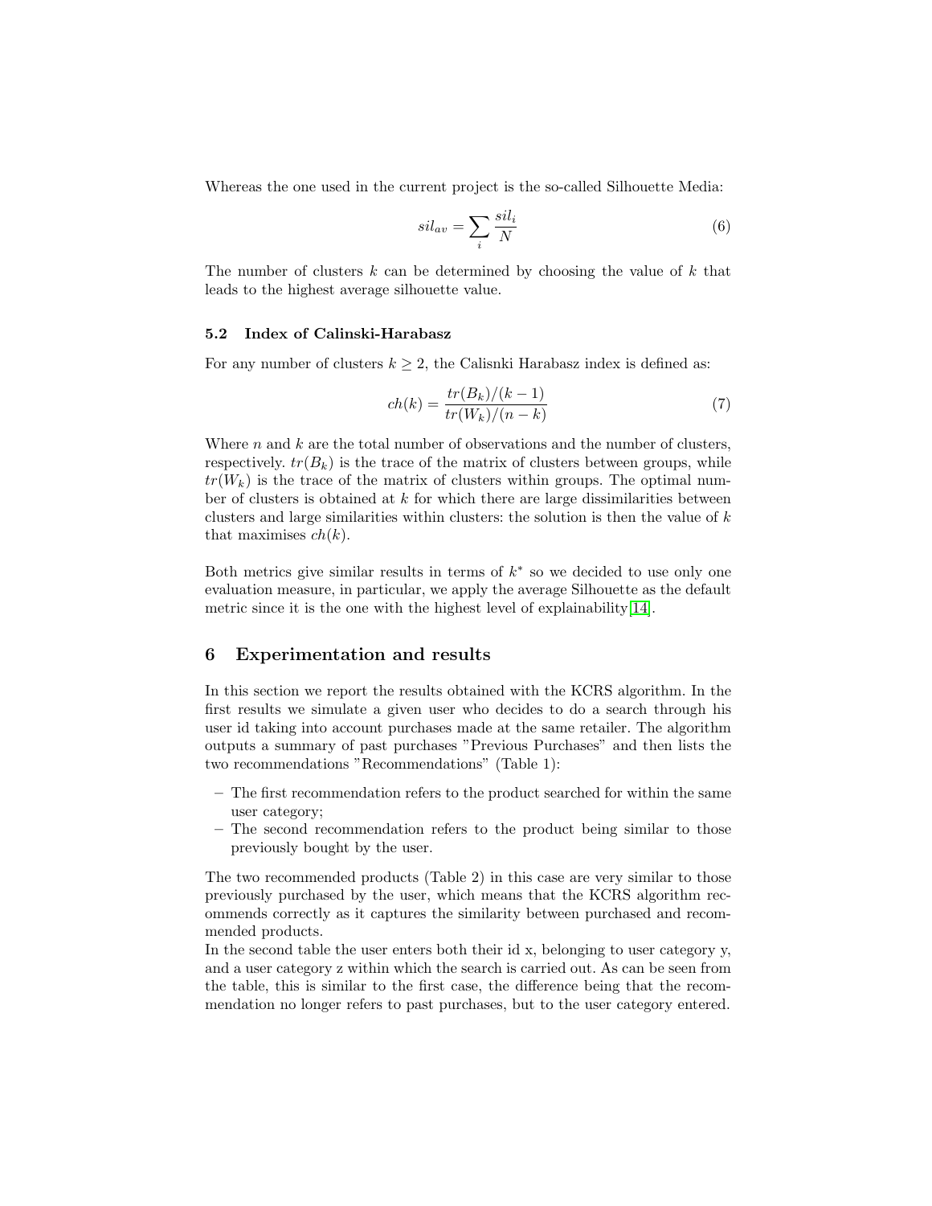Whereas the one used in the current project is the so-called Silhouette Media:

$$sil_{av} = \sum_i \frac{sil_i}{N} \tag{6}$$

The number of clusters $k$ can be determined by choosing the value of $k$ that leads to the highest average silhouette value.

### 5.2 Index of Calinski-Harabasz

For any number of clusters $k \geq 2$, the Calisnki Harabasz index is defined as:

$$ch(k) = \frac{tr(B_k)/(k-1)}{tr(W_k)/(n-k)} \tag{7}$$

Where $n$ and $k$ are the total number of observations and the number of clusters, respectively. $tr(B_k)$ is the trace of the matrix of clusters between groups, while $tr(W_k)$ is the trace of the matrix of clusters within groups. The optimal number of clusters is obtained at $k$ for which there are large dissimilarities between clusters and large similarities within clusters: the solution is then the value of $k$ that maximises $ch(k)$.

Both metrics give similar results in terms of $k^*$ so we decided to use only one evaluation measure, in particular, we apply the average Silhouette as the default metric since it is the one with the highest level of explainability[14].

## 6 Experimentation and results

In this section we report the results obtained with the KCRS algorithm. In the first results we simulate a given user who decides to do a search through his user id taking into account purchases made at the same retailer. The algorithm outputs a summary of past purchases "Previous Purchases" and then lists the two recommendations "Recommendations" (Table 1):

- The first recommendation refers to the product searched for within the same user category;
- The second recommendation refers to the product being similar to those previously bought by the user.

The two recommended products (Table 2) in this case are very similar to those previously purchased by the user, which means that the KCRS algorithm recommends correctly as it captures the similarity between purchased and recommended products.
In the second table the user enters both their id x, belonging to user category y, and a user category z within which the search is carried out. As can be seen from the table, this is similar to the first case, the difference being that the recommendation no longer refers to past purchases, but to the user category entered.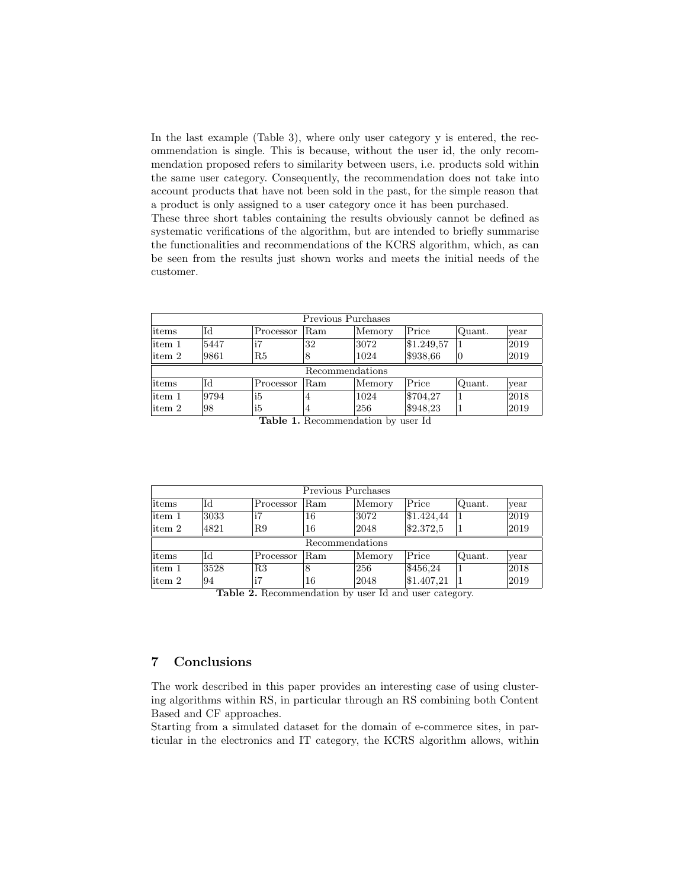In the last example (Table 3), where only user category y is entered, the recommendation is single. This is because, without the user id, the only recommendation proposed refers to similarity between users, i.e. products sold within the same user category. Consequently, the recommendation does not take into account products that have not been sold in the past, for the simple reason that a product is only assigned to a user category once it has been purchased.
These three short tables containing the results obviously cannot be defined as systematic verifications of the algorithm, but are intended to briefly summarise the functionalities and recommendations of the KCRS algorithm, which, as can be seen from the results just shown works and meets the initial needs of the customer.

| Previous Purchases | | | | | | | |
|---|---|---|---|---|---|---|---|
| items | Id | Processor | Ram | Memory | Price | Quant. | year |
| item 1 | 5447 | i7 | 32 | 3072 | $1.249,57 | 1 | 2019 |
| item 2 | 9861 | R5 | 8 | 1024 | $938,66 | 0 | 2019 |
| Recommendations | | | | | | | |
| items | Id | Processor | Ram | Memory | Price | Quant. | year |
| item 1 | 9794 | i5 | 4 | 1024 | $704,27 | 1 | 2018 |
| item 2 | 98 | i5 | 4 | 256 | $948,23 | 1 | 2019 |

**Table 1.** Recommendation by user Id

| Previous Purchases | | | | | | | |
|---|---|---|---|---|---|---|---|
| items | Id | Processor | Ram | Memory | Price | Quant. | year |
| item 1 | 3033 | i7 | 16 | 3072 | $1.424,44 | 1 | 2019 |
| item 2 | 4821 | R9 | 16 | 2048 | $2.372,5 | 1 | 2019 |
| Recommendations | | | | | | | |
| items | Id | Processor | Ram | Memory | Price | Quant. | year |
| item 1 | 3528 | R3 | 8 | 256 | $456,24 | 1 | 2018 |
| item 2 | 94 | i7 | 16 | 2048 | $1.407,21 | 1 | 2019 |

**Table 2.** Recommendation by user Id and user category.

## 7 Conclusions

The work described in this paper provides an interesting case of using clustering algorithms within RS, in particular through an RS combining both Content Based and CF approaches.
Starting from a simulated dataset for the domain of e-commerce sites, in particular in the electronics and IT category, the KCRS algorithm allows, within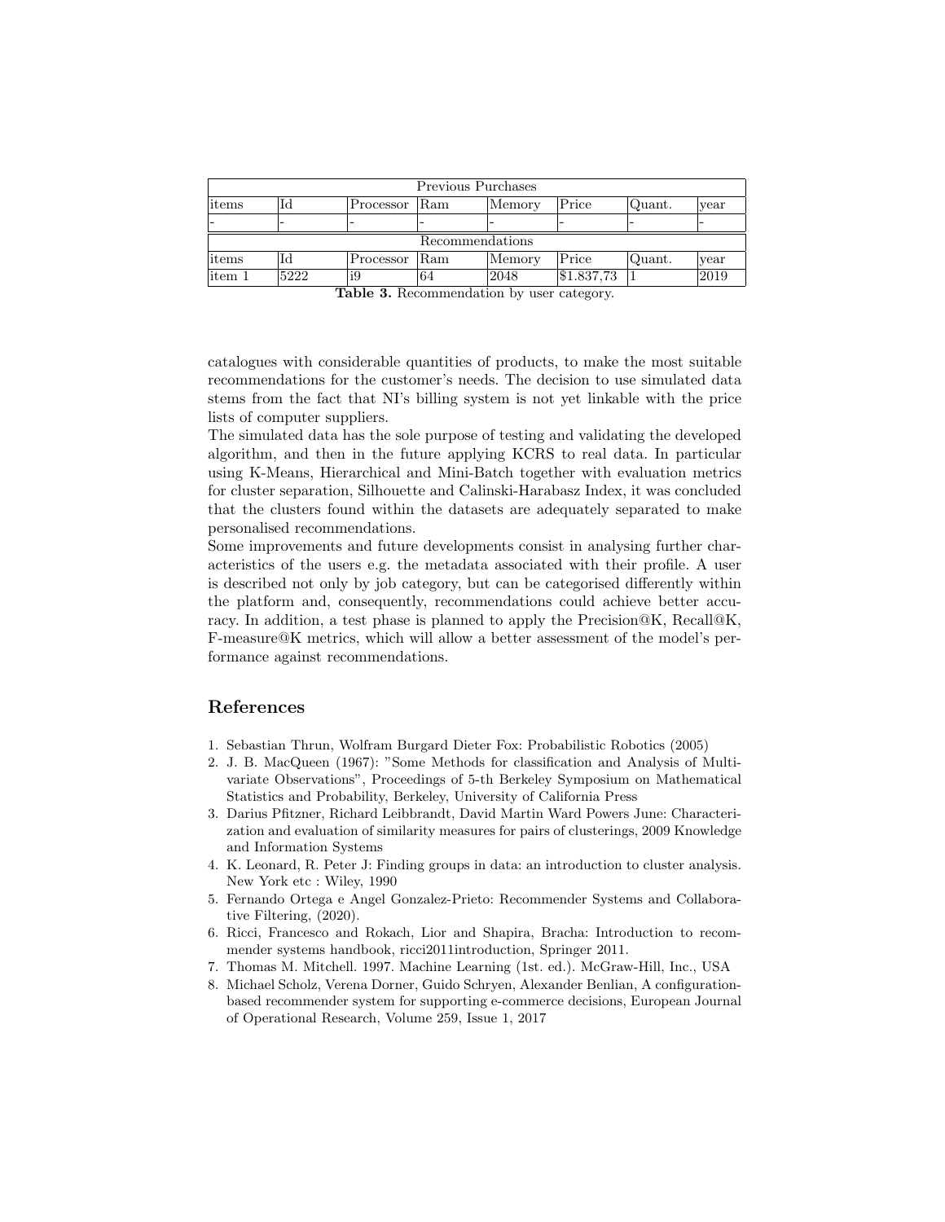| Previous Purchases | | | | | | | |
|---|---|---|---|---|---|---|---|
| items | Id | Processor | Ram | Memory | Price | Quant. | year |
| - | - | - | - | - | - | - | - |
| Recommendations | | | | | | | |
| items | Id | Processor | Ram | Memory | Price | Quant. | year |
| item 1 | 5222 | i9 | 64 | 2048 | $1.837,73 | 1 | 2019 |

**Table 3.** Recommendation by user category.

catalogues with considerable quantities of products, to make the most suitable recommendations for the customer's needs. The decision to use simulated data stems from the fact that NI's billing system is not yet linkable with the price lists of computer suppliers.

The simulated data has the sole purpose of testing and validating the developed algorithm, and then in the future applying KCRS to real data. In particular using K-Means, Hierarchical and Mini-Batch together with evaluation metrics for cluster separation, Silhouette and Calinski-Harabasz Index, it was concluded that the clusters found within the datasets are adequately separated to make personalised recommendations.

Some improvements and future developments consist in analysing further characteristics of the users e.g. the metadata associated with their profile. A user is described not only by job category, but can be categorised differently within the platform and, consequently, recommendations could achieve better accuracy. In addition, a test phase is planned to apply the Precision@K, Recall@K, F-measure@K metrics, which will allow a better assessment of the model's performance against recommendations.

## References

1. Sebastian Thrun, Wolfram Burgard Dieter Fox: Probabilistic Robotics (2005)
2. J. B. MacQueen (1967): "Some Methods for classification and Analysis of Multivariate Observations", Proceedings of 5-th Berkeley Symposium on Mathematical Statistics and Probability, Berkeley, University of California Press
3. Darius Pfitzner, Richard Leibbrandt, David Martin Ward Powers June: Characterization and evaluation of similarity measures for pairs of clusterings, 2009 Knowledge and Information Systems
4. K. Leonard, R. Peter J: Finding groups in data: an introduction to cluster analysis. New York etc : Wiley, 1990
5. Fernando Ortega e Angel Gonzalez-Prieto: Recommender Systems and Collaborative Filtering, (2020).
6. Ricci, Francesco and Rokach, Lior and Shapira, Bracha: Introduction to recommender systems handbook, ricci2011introduction, Springer 2011.
7. Thomas M. Mitchell. 1997. Machine Learning (1st. ed.). McGraw-Hill, Inc., USA
8. Michael Scholz, Verena Dorner, Guido Schryen, Alexander Benlian, A configuration-based recommender system for supporting e-commerce decisions, European Journal of Operational Research, Volume 259, Issue 1, 2017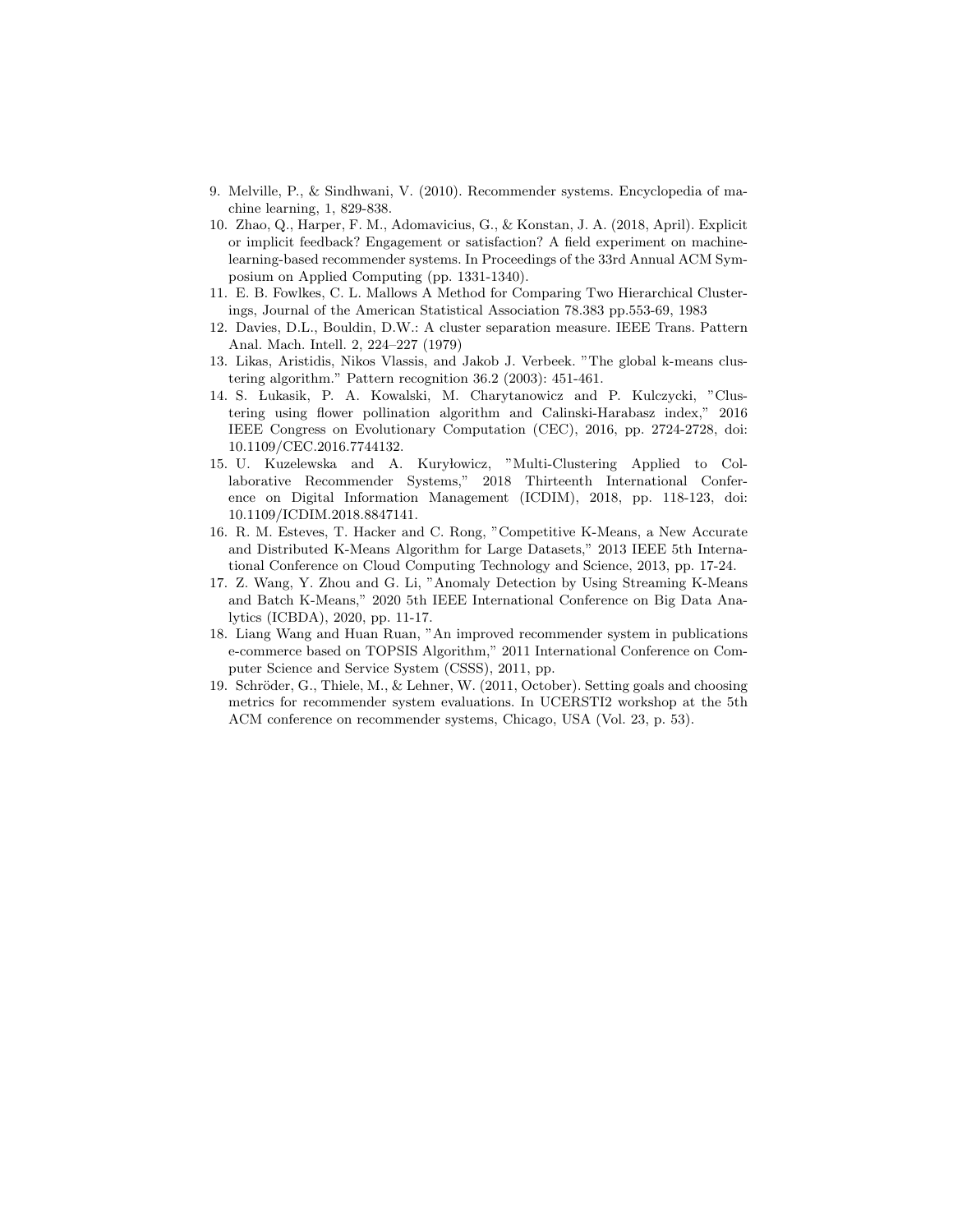9. Melville, P., & Sindhwani, V. (2010). Recommender systems. Encyclopedia of machine learning, 1, 829-838.
10. Zhao, Q., Harper, F. M., Adomavicius, G., & Konstan, J. A. (2018, April). Explicit or implicit feedback? Engagement or satisfaction? A field experiment on machine-learning-based recommender systems. In Proceedings of the 33rd Annual ACM Symposium on Applied Computing (pp. 1331-1340).
11. E. B. Fowlkes, C. L. Mallows A Method for Comparing Two Hierarchical Clusterings, Journal of the American Statistical Association 78.383 pp.553-69, 1983
12. Davies, D.L., Bouldin, D.W.: A cluster separation measure. IEEE Trans. Pattern Anal. Mach. Intell. 2, 224–227 (1979)
13. Likas, Aristidis, Nikos Vlassis, and Jakob J. Verbeek. "The global k-means clustering algorithm." Pattern recognition 36.2 (2003): 451-461.
14. S. Łukasik, P. A. Kowalski, M. Charytanowicz and P. Kulczycki, "Clustering using flower pollination algorithm and Calinski-Harabasz index," 2016 IEEE Congress on Evolutionary Computation (CEC), 2016, pp. 2724-2728, doi: 10.1109/CEC.2016.7744132.
15. U. Kuzelewska and A. Kuryłowicz, "Multi-Clustering Applied to Collaborative Recommender Systems," 2018 Thirteenth International Conference on Digital Information Management (ICDIM), 2018, pp. 118-123, doi: 10.1109/ICDIM.2018.8847141.
16. R. M. Esteves, T. Hacker and C. Rong, "Competitive K-Means, a New Accurate and Distributed K-Means Algorithm for Large Datasets," 2013 IEEE 5th International Conference on Cloud Computing Technology and Science, 2013, pp. 17-24.
17. Z. Wang, Y. Zhou and G. Li, "Anomaly Detection by Using Streaming K-Means and Batch K-Means," 2020 5th IEEE International Conference on Big Data Analytics (ICBDA), 2020, pp. 11-17.
18. Liang Wang and Huan Ruan, "An improved recommender system in publications e-commerce based on TOPSIS Algorithm," 2011 International Conference on Computer Science and Service System (CSSS), 2011, pp.
19. Schröder, G., Thiele, M., & Lehner, W. (2011, October). Setting goals and choosing metrics for recommender system evaluations. In UCERSTI2 workshop at the 5th ACM conference on recommender systems, Chicago, USA (Vol. 23, p. 53).